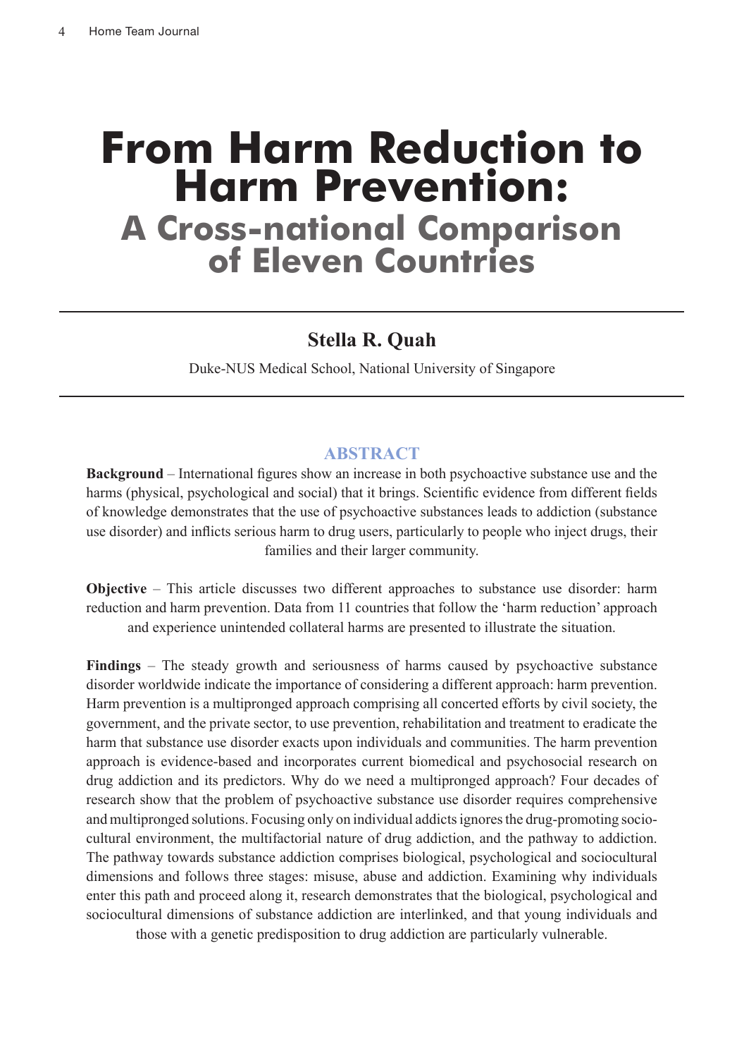# From Harm Reduction to Harm Prevention:

## A Cross-national Comparison of Eleven Countries

**Stella R. Quah**

Duke-NUS Medical School, National University of Singapore

### ABSTRACT

**Background** – International figures show an increase in both psychoactive substance use and the harms (physical, psychological and social) that it brings. Scientific evidence from different fields of knowledge demonstrates that the use of psychoactive substances leads to addiction (substance use disorder) and inflicts serious harm to drug users, particularly to people who inject drugs, their families and their larger community.

**Objective** – This article discusses two different approaches to substance use disorder: harm reduction and harm prevention. Data from 11 countries that follow the 'harm reduction' approach and experience unintended collateral harms are presented to illustrate the situation.

**Findings** – The steady growth and seriousness of harms caused by psychoactive substance disorder worldwide indicate the importance of considering a different approach: harm prevention. Harm prevention is a multipronged approach comprising all concerted efforts by civil society, the government, and the private sector, to use prevention, rehabilitation and treatment to eradicate the harm that substance use disorder exacts upon individuals and communities. The harm prevention approach is evidence-based and incorporates current biomedical and psychosocial research on drug addiction and its predictors. Why do we need a multipronged approach? Four decades of research show that the problem of psychoactive substance use disorder requires comprehensive and multipronged solutions. Focusing only on individual addicts ignores the drug-promoting socio-cultural environment, the multifactorial nature of drug addiction, and the pathway to addiction. The pathway towards substance addiction comprises biological, psychological and sociocultural dimensions and follows three stages: misuse, abuse and addiction. Examining why individuals enter this path and proceed along it, research demonstrates that the biological, psychological and sociocultural dimensions of substance addiction are interlinked, and that young individuals and those with a genetic predisposition to drug addiction are particularly vulnerable.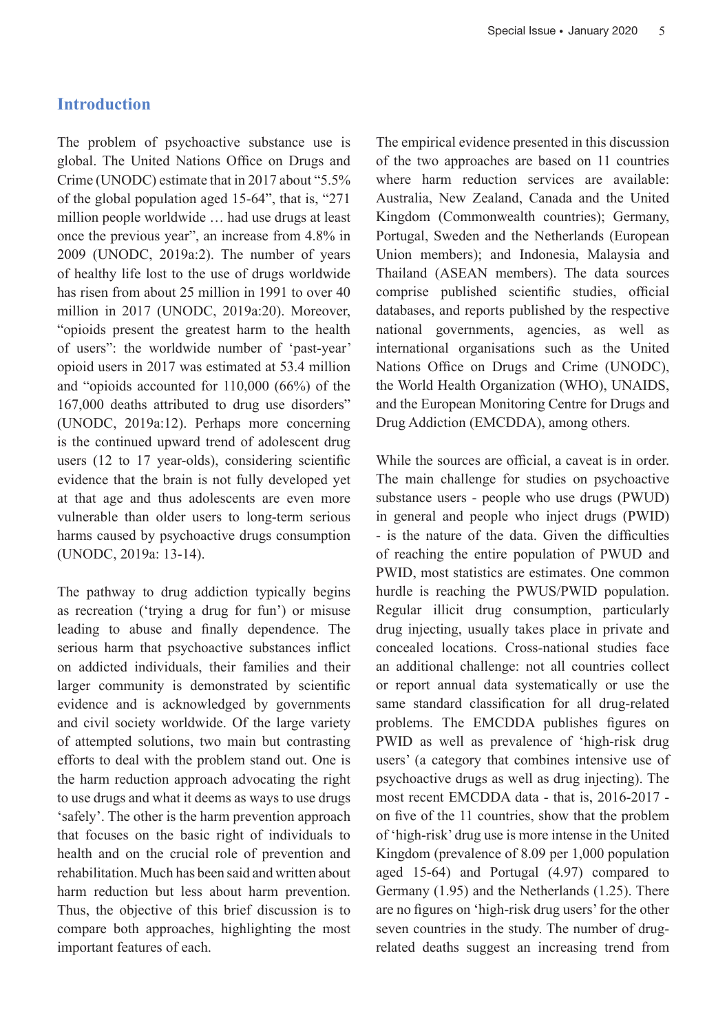## Introduction

The problem of psychoactive substance use is global. The United Nations Office on Drugs and Crime (UNODC) estimate that in 2017 about "5.5% of the global population aged 15-64", that is, "271 million people worldwide … had use drugs at least once the previous year", an increase from 4.8% in 2009 (UNODC, 2019a:2). The number of years of healthy life lost to the use of drugs worldwide has risen from about 25 million in 1991 to over 40 million in 2017 (UNODC, 2019a:20). Moreover, "opioids present the greatest harm to the health of users": the worldwide number of 'past-year' opioid users in 2017 was estimated at 53.4 million and "opioids accounted for 110,000 (66%) of the 167,000 deaths attributed to drug use disorders" (UNODC, 2019a:12). Perhaps more concerning is the continued upward trend of adolescent drug users (12 to 17 year-olds), considering scientific evidence that the brain is not fully developed yet at that age and thus adolescents are even more vulnerable than older users to long-term serious harms caused by psychoactive drugs consumption (UNODC, 2019a: 13-14).

The pathway to drug addiction typically begins as recreation ('trying a drug for fun') or misuse leading to abuse and finally dependence. The serious harm that psychoactive substances inflict on addicted individuals, their families and their larger community is demonstrated by scientific evidence and is acknowledged by governments and civil society worldwide. Of the large variety of attempted solutions, two main but contrasting efforts to deal with the problem stand out. One is the harm reduction approach advocating the right to use drugs and what it deems as ways to use drugs 'safely'. The other is the harm prevention approach that focuses on the basic right of individuals to health and on the crucial role of prevention and rehabilitation. Much has been said and written about harm reduction but less about harm prevention. Thus, the objective of this brief discussion is to compare both approaches, highlighting the most important features of each.

The empirical evidence presented in this discussion of the two approaches are based on 11 countries where harm reduction services are available: Australia, New Zealand, Canada and the United Kingdom (Commonwealth countries); Germany, Portugal, Sweden and the Netherlands (European Union members); and Indonesia, Malaysia and Thailand (ASEAN members). The data sources comprise published scientific studies, official databases, and reports published by the respective national governments, agencies, as well as international organisations such as the United Nations Office on Drugs and Crime (UNODC), the World Health Organization (WHO), UNAIDS, and the European Monitoring Centre for Drugs and Drug Addiction (EMCDDA), among others.

While the sources are official, a caveat is in order. The main challenge for studies on psychoactive substance users - people who use drugs (PWUD) in general and people who inject drugs (PWID) - is the nature of the data. Given the difficulties of reaching the entire population of PWUD and PWID, most statistics are estimates. One common hurdle is reaching the PWUS/PWID population. Regular illicit drug consumption, particularly drug injecting, usually takes place in private and concealed locations. Cross-national studies face an additional challenge: not all countries collect or report annual data systematically or use the same standard classification for all drug-related problems. The EMCDDA publishes figures on PWID as well as prevalence of 'high-risk drug users' (a category that combines intensive use of psychoactive drugs as well as drug injecting). The most recent EMCDDA data - that is, 2016-2017 - on five of the 11 countries, show that the problem of 'high-risk' drug use is more intense in the United Kingdom (prevalence of 8.09 per 1,000 population aged 15-64) and Portugal (4.97) compared to Germany (1.95) and the Netherlands (1.25). There are no figures on 'high-risk drug users' for the other seven countries in the study. The number of drug-related deaths suggest an increasing trend from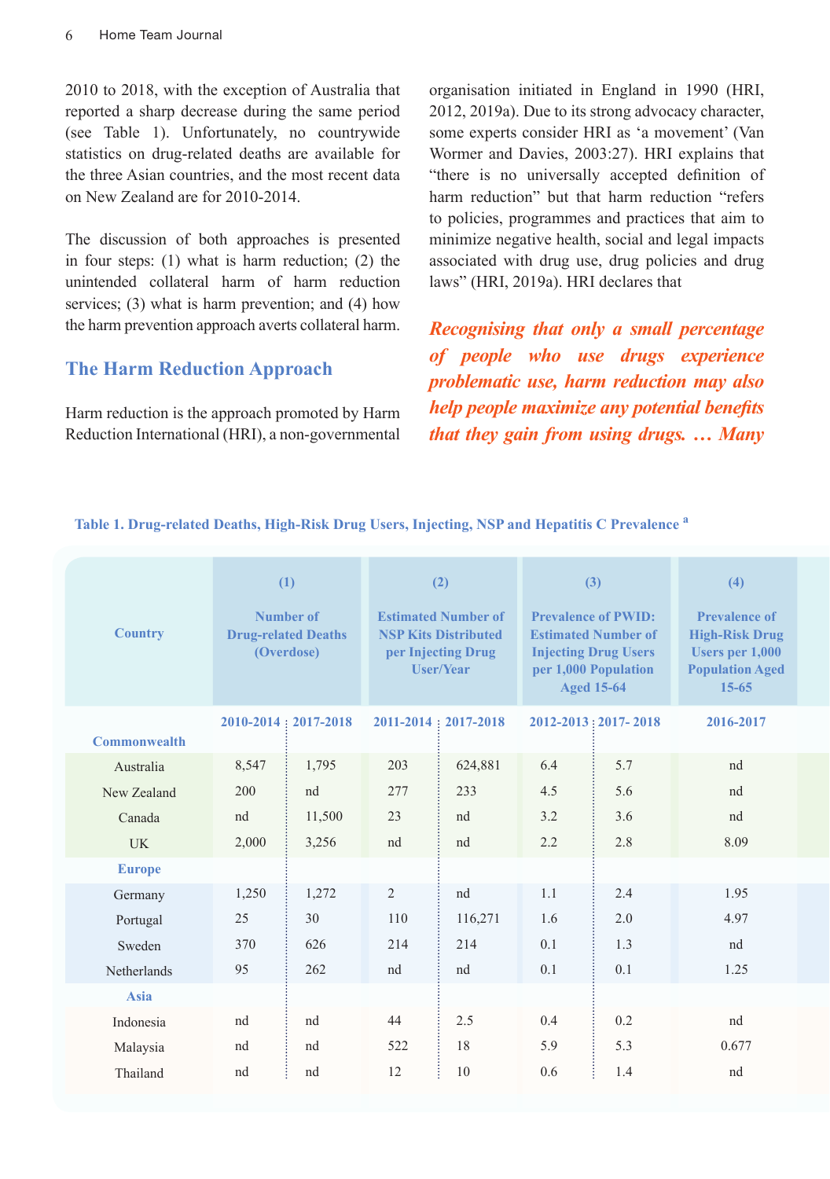2010 to 2018, with the exception of Australia that reported a sharp decrease during the same period (see Table 1). Unfortunately, no countrywide statistics on drug-related deaths are available for the three Asian countries, and the most recent data on New Zealand are for 2010-2014.

The discussion of both approaches is presented in four steps: (1) what is harm reduction; (2) the unintended collateral harm of harm reduction services; (3) what is harm prevention; and (4) how the harm prevention approach averts collateral harm.

## The Harm Reduction Approach

Harm reduction is the approach promoted by Harm Reduction International (HRI), a non-governmental organisation initiated in England in 1990 (HRI, 2012, 2019a). Due to its strong advocacy character, some experts consider HRI as 'a movement' (Van Wormer and Davies, 2003:27). HRI explains that "there is no universally accepted definition of harm reduction" but that harm reduction "refers to policies, programmes and practices that aim to minimize negative health, social and legal impacts associated with drug use, drug policies and drug laws" (HRI, 2019a). HRI declares that

***Recognising that only a small percentage of people who use drugs experience problematic use, harm reduction may also help people maximize any potential benefits that they gain from using drugs. … Many***

**Table 1. Drug-related Deaths, High-Risk Drug Users, Injecting, NSP and Hepatitis C Prevalence [a]**

| Country | (1) Number of Drug-related Deaths (Overdose) | | (2) Estimated Number of NSP Kits Distributed per Injecting Drug User/Year | | (3) Prevalence of PWID: Estimated Number of Injecting Drug Users per 1,000 Population Aged 15-64 | | (4) Prevalence of High-Risk Drug Users per 1,000 Population Aged 15-65 |
|---|---|---|---|---|---|---|---|
| | 2010-2014 | 2017-2018 | 2011-2014 | 2017-2018 | 2012-2013 | 2017- 2018 | 2016-2017 |
| **Commonwealth** | | | | | | | |
| Australia | 8,547 | 1,795 | 203 | 624,881 | 6.4 | 5.7 | nd |
| New Zealand | 200 | nd | 277 | 233 | 4.5 | 5.6 | nd |
| Canada | nd | 11,500 | 23 | nd | 3.2 | 3.6 | nd |
| UK | 2,000 | 3,256 | nd | nd | 2.2 | 2.8 | 8.09 |
| **Europe** | | | | | | | |
| Germany | 1,250 | 1,272 | 2 | nd | 1.1 | 2.4 | 1.95 |
| Portugal | 25 | 30 | 110 | 116,271 | 1.6 | 2.0 | 4.97 |
| Sweden | 370 | 626 | 214 | 214 | 0.1 | 1.3 | nd |
| Netherlands | 95 | 262 | nd | nd | 0.1 | 0.1 | 1.25 |
| **Asia** | | | | | | | |
| Indonesia | nd | nd | 44 | 2.5 | 0.4 | 0.2 | nd |
| Malaysia | nd | nd | 522 | 18 | 5.9 | 5.3 | 0.677 |
| Thailand | nd | nd | 12 | 10 | 0.6 | 1.4 | nd |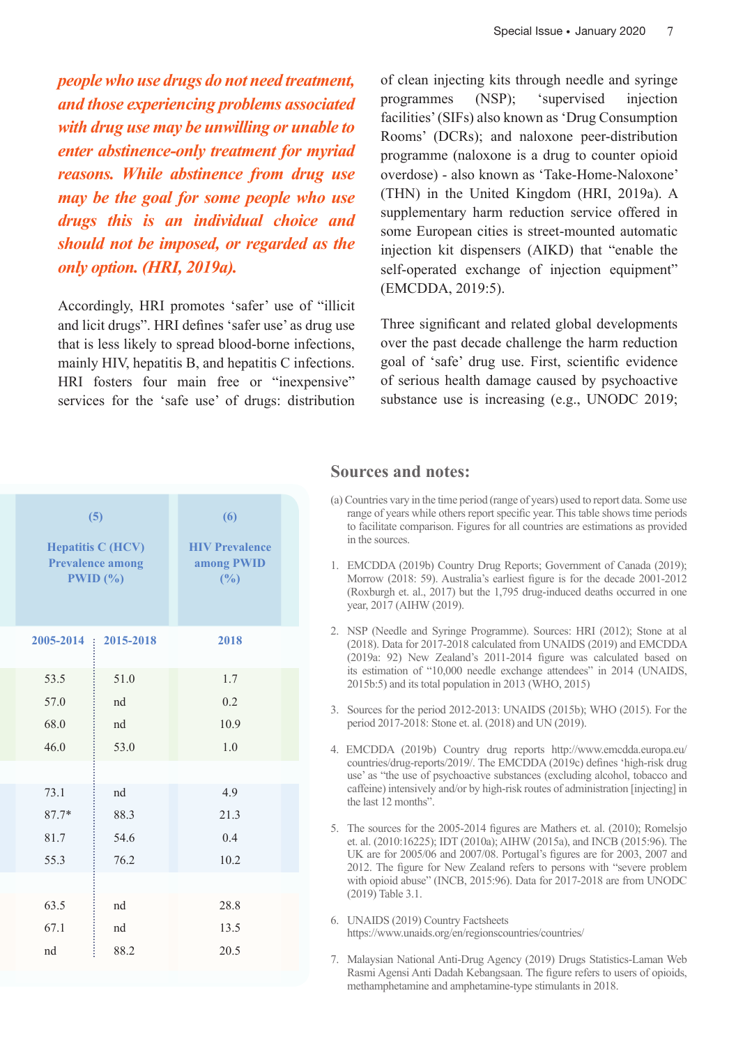*people who use drugs do not need treatment, and those experiencing problems associated with drug use may be unwilling or unable to enter abstinence-only treatment for myriad reasons. While abstinence from drug use may be the goal for some people who use drugs this is an individual choice and should not be imposed, or regarded as the only option. (HRI, 2019a).*

Accordingly, HRI promotes 'safer' use of "illicit and licit drugs". HRI defines 'safer use' as drug use that is less likely to spread blood-borne infections, mainly HIV, hepatitis B, and hepatitis C infections. HRI fosters four main free or "inexpensive" services for the 'safe use' of drugs: distribution of clean injecting kits through needle and syringe programmes (NSP); 'supervised injection facilities' (SIFs) also known as 'Drug Consumption Rooms' (DCRs); and naloxone peer-distribution programme (naloxone is a drug to counter opioid overdose) - also known as 'Take-Home-Naloxone' (THN) in the United Kingdom (HRI, 2019a). A supplementary harm reduction service offered in some European cities is street-mounted automatic injection kit dispensers (AIKD) that "enable the self-operated exchange of injection equipment" (EMCDDA, 2019:5).

Three significant and related global developments over the past decade challenge the harm reduction goal of 'safe' drug use. First, scientific evidence of serious health damage caused by psychoactive substance use is increasing (e.g., UNODC 2019;

| (5) Hepatitis C (HCV) Prevalence among PWID (%) | | (6) HIV Prevalence among PWID (%) |
|---|---|---|
| 2005-2014 | 2015-2018 | 2018 |
| 53.5 | 51.0 | 1.7 |
| 57.0 | nd | 0.2 |
| 68.0 | nd | 10.9 |
| 46.0 | 53.0 | 1.0 |
| | | |
| 73.1 | nd | 4.9 |
| 87.7* | 88.3 | 21.3 |
| 81.7 | 54.6 | 0.4 |
| 55.3 | 76.2 | 10.2 |
| | | |
| 63.5 | nd | 28.8 |
| 67.1 | nd | 13.5 |
| nd | 88.2 | 20.5 |

## Sources and notes:

(a) Countries vary in the time period (range of years) used to report data. Some use range of years while others report specific year. This table shows time periods to facilitate comparison. Figures for all countries are estimations as provided in the sources.

1. EMCDDA (2019b) Country Drug Reports; Government of Canada (2019); Morrow (2018: 59). Australia's earliest figure is for the decade 2001-2012 (Roxburgh et. al., 2017) but the 1,795 drug-induced deaths occurred in one year, 2017 (AIHW (2019).

2. NSP (Needle and Syringe Programme). Sources: HRI (2012); Stone at al (2018). Data for 2017-2018 calculated from UNAIDS (2019) and EMCDDA (2019a: 92) New Zealand's 2011-2014 figure was calculated based on its estimation of "10,000 needle exchange attendees" in 2014 (UNAIDS, 2015b:5) and its total population in 2013 (WHO, 2015)

3. Sources for the period 2012-2013: UNAIDS (2015b); WHO (2015). For the period 2017-2018: Stone et. al. (2018) and UN (2019).

4. EMCDDA (2019b) Country drug reports http://www.emcdda.europa.eu/countries/drug-reports/2019/. The EMCDDA (2019c) defines 'high-risk drug use' as "the use of psychoactive substances (excluding alcohol, tobacco and caffeine) intensively and/or by high-risk routes of administration [injecting] in the last 12 months".

5. The sources for the 2005-2014 figures are Mathers et. al. (2010); Romelsjo et. al. (2010:16225); IDT (2010a); AIHW (2015a), and INCB (2015:96). The UK are for 2005/06 and 2007/08. Portugal's figures are for 2003, 2007 and 2012. The figure for New Zealand refers to persons with "severe problem with opioid abuse" (INCB, 2015:96). Data for 2017-2018 are from UNODC (2019) Table 3.1.

6. UNAIDS (2019) Country Factsheets https://www.unaids.org/en/regionscountries/countries/

7. Malaysian National Anti-Drug Agency (2019) Drugs Statistics-Laman Web Rasmi Agensi Anti Dadah Kebangsaan. The figure refers to users of opioids, methamphetamine and amphetamine-type stimulants in 2018.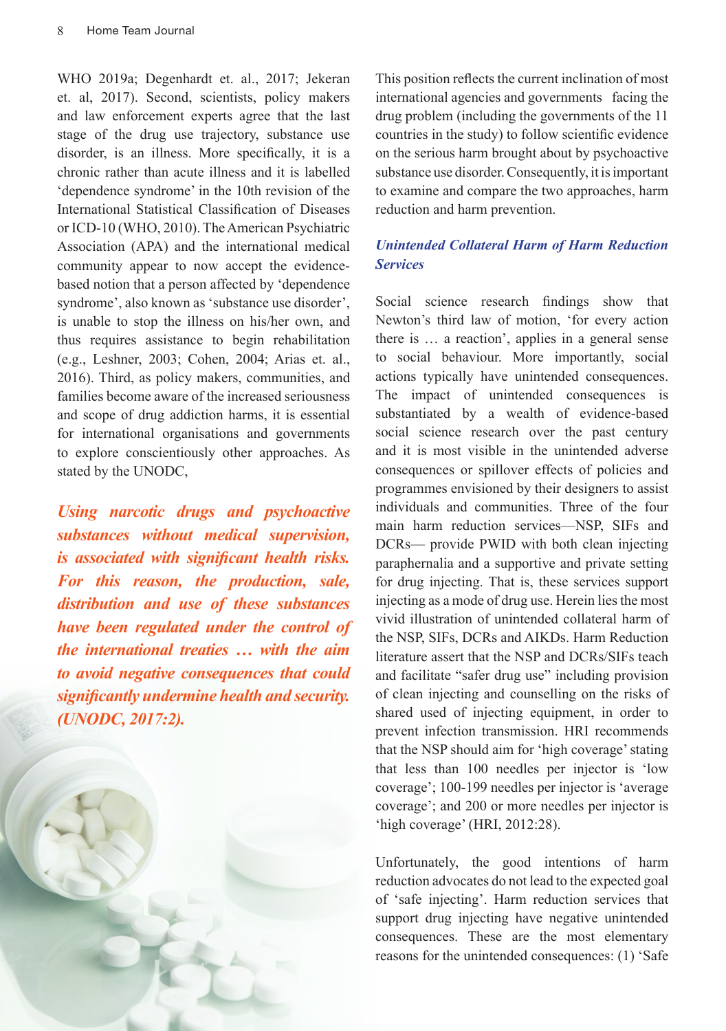WHO 2019a; Degenhardt et. al., 2017; Jekeran et. al, 2017). Second, scientists, policy makers and law enforcement experts agree that the last stage of the drug use trajectory, substance use disorder, is an illness. More specifically, it is a chronic rather than acute illness and it is labelled 'dependence syndrome' in the 10th revision of the International Statistical Classification of Diseases or ICD-10 (WHO, 2010). The American Psychiatric Association (APA) and the international medical community appear to now accept the evidence-based notion that a person affected by 'dependence syndrome', also known as 'substance use disorder', is unable to stop the illness on his/her own, and thus requires assistance to begin rehabilitation (e.g., Leshner, 2003; Cohen, 2004; Arias et. al., 2016). Third, as policy makers, communities, and families become aware of the increased seriousness and scope of drug addiction harms, it is essential for international organisations and governments to explore conscientiously other approaches. As stated by the UNODC,

> ***Using narcotic drugs and psychoactive substances without medical supervision, is associated with significant health risks. For this reason, the production, sale, distribution and use of these substances have been regulated under the control of the international treaties … with the aim to avoid negative consequences that could significantly undermine health and security. (UNODC, 2017:2).***

This position reflects the current inclination of most international agencies and governments facing the drug problem (including the governments of the 11 countries in the study) to follow scientific evidence on the serious harm brought about by psychoactive substance use disorder. Consequently, it is important to examine and compare the two approaches, harm reduction and harm prevention.

### *Unintended Collateral Harm of Harm Reduction Services*

Social science research findings show that Newton's third law of motion, 'for every action there is … a reaction', applies in a general sense to social behaviour. More importantly, social actions typically have unintended consequences. The impact of unintended consequences is substantiated by a wealth of evidence-based social science research over the past century and it is most visible in the unintended adverse consequences or spillover effects of policies and programmes envisioned by their designers to assist individuals and communities. Three of the four main harm reduction services—NSP, SIFs and DCRs— provide PWID with both clean injecting paraphernalia and a supportive and private setting for drug injecting. That is, these services support injecting as a mode of drug use. Herein lies the most vivid illustration of unintended collateral harm of the NSP, SIFs, DCRs and AIKDs. Harm Reduction literature assert that the NSP and DCRs/SIFs teach and facilitate "safer drug use" including provision of clean injecting and counselling on the risks of shared used of injecting equipment, in order to prevent infection transmission. HRI recommends that the NSP should aim for 'high coverage' stating that less than 100 needles per injector is 'low coverage'; 100-199 needles per injector is 'average coverage'; and 200 or more needles per injector is 'high coverage' (HRI, 2012:28).

Unfortunately, the good intentions of harm reduction advocates do not lead to the expected goal of 'safe injecting'. Harm reduction services that support drug injecting have negative unintended consequences. These are the most elementary reasons for the unintended consequences: (1) 'Safe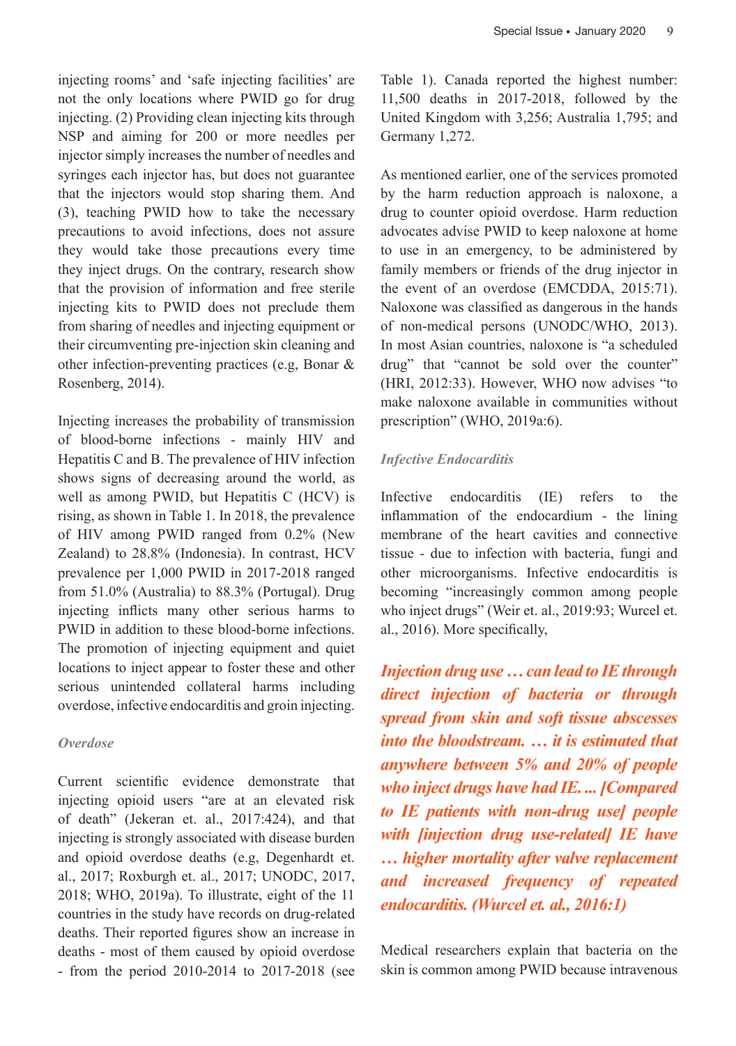injecting rooms' and 'safe injecting facilities' are not the only locations where PWID go for drug injecting. (2) Providing clean injecting kits through NSP and aiming for 200 or more needles per injector simply increases the number of needles and syringes each injector has, but does not guarantee that the injectors would stop sharing them. And (3), teaching PWID how to take the necessary precautions to avoid infections, does not assure they would take those precautions every time they inject drugs. On the contrary, research show that the provision of information and free sterile injecting kits to PWID does not preclude them from sharing of needles and injecting equipment or their circumventing pre-injection skin cleaning and other infection-preventing practices (e.g, Bonar & Rosenberg, 2014).

Injecting increases the probability of transmission of blood-borne infections - mainly HIV and Hepatitis C and B. The prevalence of HIV infection shows signs of decreasing around the world, as well as among PWID, but Hepatitis C (HCV) is rising, as shown in Table 1. In 2018, the prevalence of HIV among PWID ranged from 0.2% (New Zealand) to 28.8% (Indonesia). In contrast, HCV prevalence per 1,000 PWID in 2017-2018 ranged from 51.0% (Australia) to 88.3% (Portugal). Drug injecting inflicts many other serious harms to PWID in addition to these blood-borne infections. The promotion of injecting equipment and quiet locations to inject appear to foster these and other serious unintended collateral harms including overdose, infective endocarditis and groin injecting.

### *Overdose*

Current scientific evidence demonstrate that injecting opioid users "are at an elevated risk of death" (Jekeran et. al., 2017:424), and that injecting is strongly associated with disease burden and opioid overdose deaths (e.g, Degenhardt et. al., 2017; Roxburgh et. al., 2017; UNODC, 2017, 2018; WHO, 2019a). To illustrate, eight of the 11 countries in the study have records on drug-related deaths. Their reported figures show an increase in deaths - most of them caused by opioid overdose - from the period 2010-2014 to 2017-2018 (see Table 1). Canada reported the highest number: 11,500 deaths in 2017-2018, followed by the United Kingdom with 3,256; Australia 1,795; and Germany 1,272.

As mentioned earlier, one of the services promoted by the harm reduction approach is naloxone, a drug to counter opioid overdose. Harm reduction advocates advise PWID to keep naloxone at home to use in an emergency, to be administered by family members or friends of the drug injector in the event of an overdose (EMCDDA, 2015:71). Naloxone was classified as dangerous in the hands of non-medical persons (UNODC/WHO, 2013). In most Asian countries, naloxone is "a scheduled drug" that "cannot be sold over the counter" (HRI, 2012:33). However, WHO now advises "to make naloxone available in communities without prescription" (WHO, 2019a:6).

### *Infective Endocarditis*

Infective endocarditis (IE) refers to the inflammation of the endocardium - the lining membrane of the heart cavities and connective tissue - due to infection with bacteria, fungi and other microorganisms. Infective endocarditis is becoming "increasingly common among people who inject drugs" (Weir et. al., 2019:93; Wurcel et. al., 2016). More specifically,

> ***Injection drug use … can lead to IE through direct injection of bacteria or through spread from skin and soft tissue abscesses into the bloodstream. … it is estimated that anywhere between 5% and 20% of people who inject drugs have had IE. ... [Compared to IE patients with non-drug use] people with [injection drug use-related] IE have … higher mortality after valve replacement and increased frequency of repeated endocarditis. (Wurcel et. al., 2016:1)***

Medical researchers explain that bacteria on the skin is common among PWID because intravenous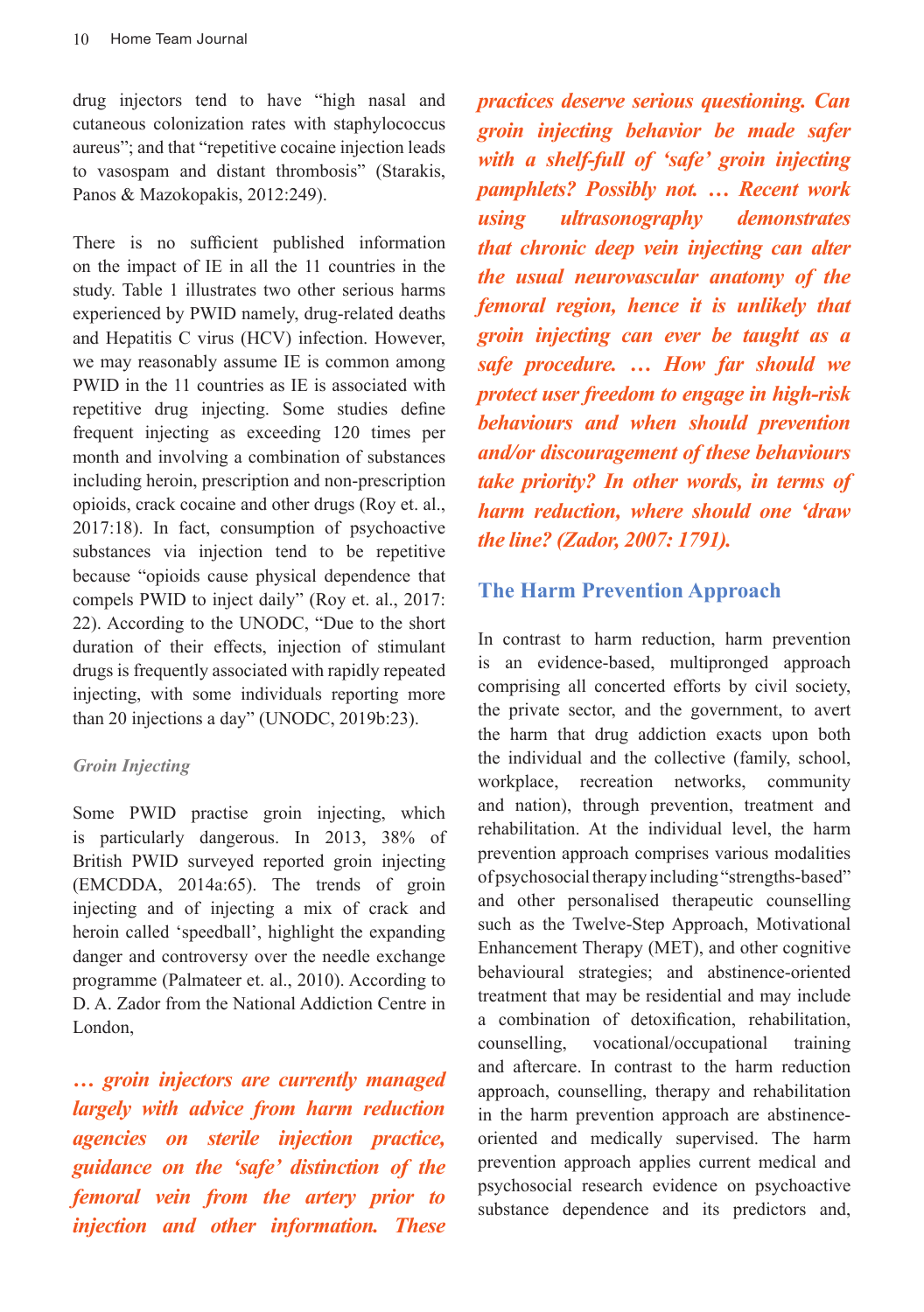drug injectors tend to have "high nasal and cutaneous colonization rates with staphylococcus aureus"; and that "repetitive cocaine injection leads to vasospam and distant thrombosis" (Starakis, Panos & Mazokopakis, 2012:249).

There is no sufficient published information on the impact of IE in all the 11 countries in the study. Table 1 illustrates two other serious harms experienced by PWID namely, drug-related deaths and Hepatitis C virus (HCV) infection. However, we may reasonably assume IE is common among PWID in the 11 countries as IE is associated with repetitive drug injecting. Some studies define frequent injecting as exceeding 120 times per month and involving a combination of substances including heroin, prescription and non-prescription opioids, crack cocaine and other drugs (Roy et. al., 2017:18). In fact, consumption of psychoactive substances via injection tend to be repetitive because "opioids cause physical dependence that compels PWID to inject daily" (Roy et. al., 2017: 22). According to the UNODC, "Due to the short duration of their effects, injection of stimulant drugs is frequently associated with rapidly repeated injecting, with some individuals reporting more than 20 injections a day" (UNODC, 2019b:23).

### *Groin Injecting*

Some PWID practise groin injecting, which is particularly dangerous. In 2013, 38% of British PWID surveyed reported groin injecting (EMCDDA, 2014a:65). The trends of groin injecting and of injecting a mix of crack and heroin called 'speedball', highlight the expanding danger and controversy over the needle exchange programme (Palmateer et. al., 2010). According to D. A. Zador from the National Addiction Centre in London,

> ***… groin injectors are currently managed largely with advice from harm reduction agencies on sterile injection practice, guidance on the 'safe' distinction of the femoral vein from the artery prior to injection and other information. These practices deserve serious questioning. Can groin injecting behavior be made safer with a shelf-full of 'safe' groin injecting pamphlets? Possibly not. … Recent work using ultrasonography demonstrates that chronic deep vein injecting can alter the usual neurovascular anatomy of the femoral region, hence it is unlikely that groin injecting can ever be taught as a safe procedure. … How far should we protect user freedom to engage in high-risk behaviours and when should prevention and/or discouragement of these behaviours take priority? In other words, in terms of harm reduction, where should one 'draw the line? (Zador, 2007: 1791).***

## The Harm Prevention Approach

In contrast to harm reduction, harm prevention is an evidence-based, multipronged approach comprising all concerted efforts by civil society, the private sector, and the government, to avert the harm that drug addiction exacts upon both the individual and the collective (family, school, workplace, recreation networks, community and nation), through prevention, treatment and rehabilitation. At the individual level, the harm prevention approach comprises various modalities of psychosocial therapy including "strengths-based" and other personalised therapeutic counselling such as the Twelve-Step Approach, Motivational Enhancement Therapy (MET), and other cognitive behavioural strategies; and abstinence-oriented treatment that may be residential and may include a combination of detoxification, rehabilitation, counselling, vocational/occupational training and aftercare. In contrast to the harm reduction approach, counselling, therapy and rehabilitation in the harm prevention approach are abstinence-oriented and medically supervised. The harm prevention approach applies current medical and psychosocial research evidence on psychoactive substance dependence and its predictors and,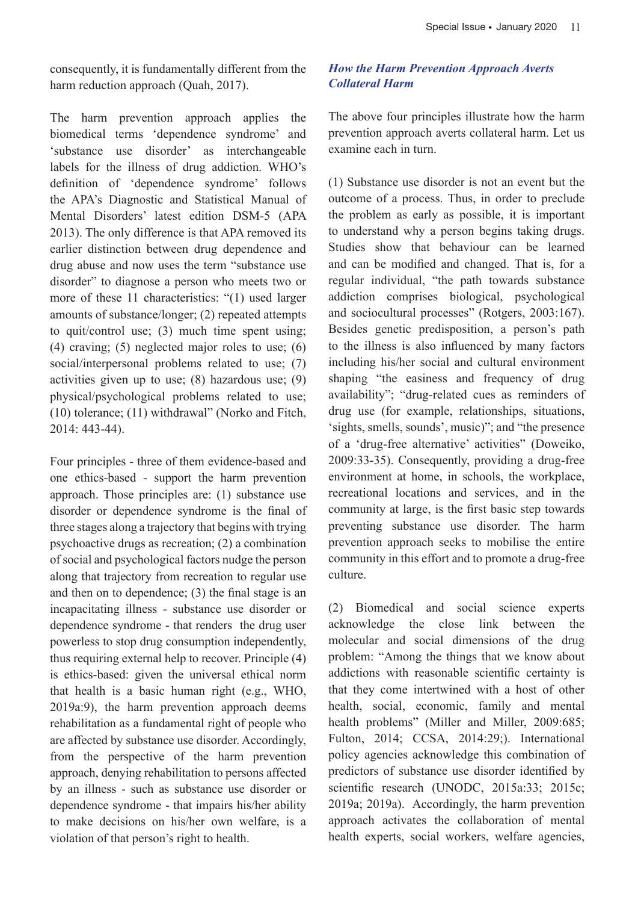consequently, it is fundamentally different from the harm reduction approach (Quah, 2017).

The harm prevention approach applies the biomedical terms 'dependence syndrome' and 'substance use disorder' as interchangeable labels for the illness of drug addiction. WHO's definition of 'dependence syndrome' follows the APA's Diagnostic and Statistical Manual of Mental Disorders' latest edition DSM-5 (APA 2013). The only difference is that APA removed its earlier distinction between drug dependence and drug abuse and now uses the term "substance use disorder" to diagnose a person who meets two or more of these 11 characteristics: "(1) used larger amounts of substance/longer; (2) repeated attempts to quit/control use; (3) much time spent using; (4) craving; (5) neglected major roles to use; (6) social/interpersonal problems related to use; (7) activities given up to use; (8) hazardous use; (9) physical/psychological problems related to use; (10) tolerance; (11) withdrawal" (Norko and Fitch, 2014: 443-44).

Four principles - three of them evidence-based and one ethics-based - support the harm prevention approach. Those principles are: (1) substance use disorder or dependence syndrome is the final of three stages along a trajectory that begins with trying psychoactive drugs as recreation; (2) a combination of social and psychological factors nudge the person along that trajectory from recreation to regular use and then on to dependence; (3) the final stage is an incapacitating illness - substance use disorder or dependence syndrome - that renders the drug user powerless to stop drug consumption independently, thus requiring external help to recover. Principle (4) is ethics-based: given the universal ethical norm that health is a basic human right (e.g., WHO, 2019a:9), the harm prevention approach deems rehabilitation as a fundamental right of people who are affected by substance use disorder. Accordingly, from the perspective of the harm prevention approach, denying rehabilitation to persons affected by an illness - such as substance use disorder or dependence syndrome - that impairs his/her ability to make decisions on his/her own welfare, is a violation of that person's right to health.

### *How the Harm Prevention Approach Averts Collateral Harm*

The above four principles illustrate how the harm prevention approach averts collateral harm. Let us examine each in turn.

(1) Substance use disorder is not an event but the outcome of a process. Thus, in order to preclude the problem as early as possible, it is important to understand why a person begins taking drugs. Studies show that behaviour can be learned and can be modified and changed. That is, for a regular individual, "the path towards substance addiction comprises biological, psychological and sociocultural processes" (Rotgers, 2003:167). Besides genetic predisposition, a person's path to the illness is also influenced by many factors including his/her social and cultural environment shaping "the easiness and frequency of drug availability"; "drug-related cues as reminders of drug use (for example, relationships, situations, 'sights, smells, sounds', music)"; and "the presence of a 'drug-free alternative' activities" (Doweiko, 2009:33-35). Consequently, providing a drug-free environment at home, in schools, the workplace, recreational locations and services, and in the community at large, is the first basic step towards preventing substance use disorder. The harm prevention approach seeks to mobilise the entire community in this effort and to promote a drug-free culture.

(2) Biomedical and social science experts acknowledge the close link between the molecular and social dimensions of the drug problem: "Among the things that we know about addictions with reasonable scientific certainty is that they come intertwined with a host of other health, social, economic, family and mental health problems" (Miller and Miller, 2009:685; Fulton, 2014; CCSA, 2014:29;). International policy agencies acknowledge this combination of predictors of substance use disorder identified by scientific research (UNODC, 2015a:33; 2015c; 2019a; 2019a). Accordingly, the harm prevention approach activates the collaboration of mental health experts, social workers, welfare agencies,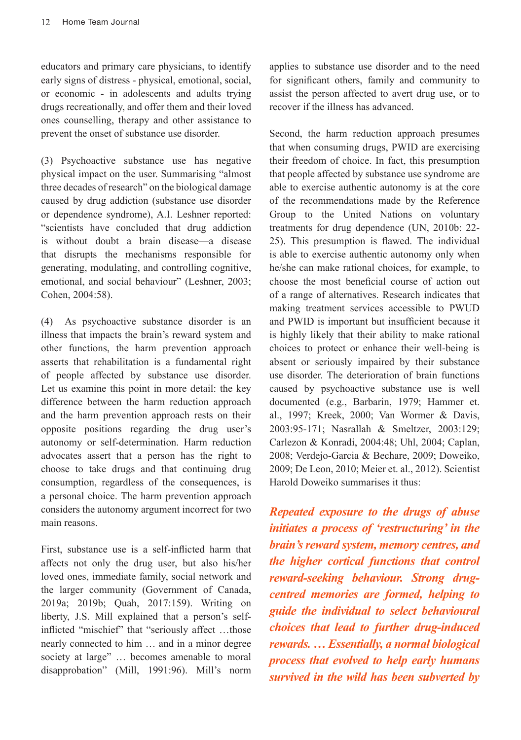educators and primary care physicians, to identify early signs of distress - physical, emotional, social, or economic - in adolescents and adults trying drugs recreationally, and offer them and their loved ones counselling, therapy and other assistance to prevent the onset of substance use disorder.

(3) Psychoactive substance use has negative physical impact on the user. Summarising "almost three decades of research" on the biological damage caused by drug addiction (substance use disorder or dependence syndrome), A.I. Leshner reported: "scientists have concluded that drug addiction is without doubt a brain disease—a disease that disrupts the mechanisms responsible for generating, modulating, and controlling cognitive, emotional, and social behaviour" (Leshner, 2003; Cohen, 2004:58).

(4) As psychoactive substance disorder is an illness that impacts the brain's reward system and other functions, the harm prevention approach asserts that rehabilitation is a fundamental right of people affected by substance use disorder. Let us examine this point in more detail: the key difference between the harm reduction approach and the harm prevention approach rests on their opposite positions regarding the drug user's autonomy or self-determination. Harm reduction advocates assert that a person has the right to choose to take drugs and that continuing drug consumption, regardless of the consequences, is a personal choice. The harm prevention approach considers the autonomy argument incorrect for two main reasons.

First, substance use is a self-inflicted harm that affects not only the drug user, but also his/her loved ones, immediate family, social network and the larger community (Government of Canada, 2019a; 2019b; Quah, 2017:159). Writing on liberty, J.S. Mill explained that a person's self-inflicted "mischief" that "seriously affect …those nearly connected to him … and in a minor degree society at large" … becomes amenable to moral disapprobation" (Mill, 1991:96). Mill's norm applies to substance use disorder and to the need for significant others, family and community to assist the person affected to avert drug use, or to recover if the illness has advanced.

Second, the harm reduction approach presumes that when consuming drugs, PWID are exercising their freedom of choice. In fact, this presumption that people affected by substance use syndrome are able to exercise authentic autonomy is at the core of the recommendations made by the Reference Group to the United Nations on voluntary treatments for drug dependence (UN, 2010b: 22-25). This presumption is flawed. The individual is able to exercise authentic autonomy only when he/she can make rational choices, for example, to choose the most beneficial course of action out of a range of alternatives. Research indicates that making treatment services accessible to PWUD and PWID is important but insufficient because it is highly likely that their ability to make rational choices to protect or enhance their well-being is absent or seriously impaired by their substance use disorder. The deterioration of brain functions caused by psychoactive substance use is well documented (e.g., Barbarin, 1979; Hammer et. al., 1997; Kreek, 2000; Van Wormer & Davis, 2003:95-171; Nasrallah & Smeltzer, 2003:129; Carlezon & Konradi, 2004:48; Uhl, 2004; Caplan, 2008; Verdejo-Garcia & Bechare, 2009; Doweiko, 2009; De Leon, 2010; Meier et. al., 2012). Scientist Harold Doweiko summarises it thus:

***Repeated exposure to the drugs of abuse initiates a process of 'restructuring' in the brain's reward system, memory centres, and the higher cortical functions that control reward-seeking behaviour. Strong drug-centred memories are formed, helping to guide the individual to select behavioural choices that lead to further drug-induced rewards. … Essentially, a normal biological process that evolved to help early humans survived in the wild has been subverted by***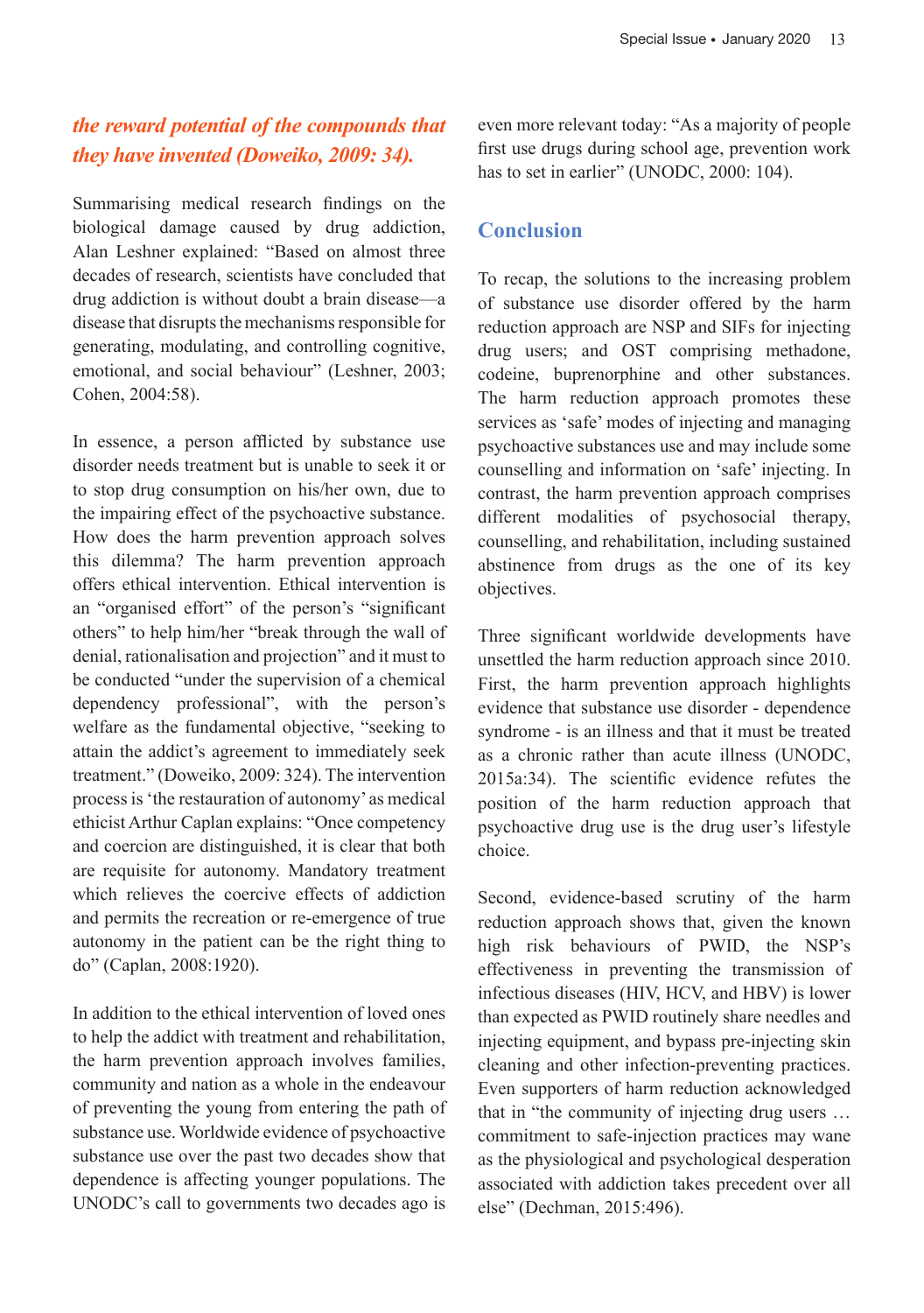*the reward potential of the compounds that they have invented (Doweiko, 2009: 34).*

Summarising medical research findings on the biological damage caused by drug addiction, Alan Leshner explained: "Based on almost three decades of research, scientists have concluded that drug addiction is without doubt a brain disease—a disease that disrupts the mechanisms responsible for generating, modulating, and controlling cognitive, emotional, and social behaviour" (Leshner, 2003; Cohen, 2004:58).

In essence, a person afflicted by substance use disorder needs treatment but is unable to seek it or to stop drug consumption on his/her own, due to the impairing effect of the psychoactive substance. How does the harm prevention approach solves this dilemma? The harm prevention approach offers ethical intervention. Ethical intervention is an "organised effort" of the person's "significant others" to help him/her "break through the wall of denial, rationalisation and projection" and it must to be conducted "under the supervision of a chemical dependency professional", with the person's welfare as the fundamental objective, "seeking to attain the addict's agreement to immediately seek treatment." (Doweiko, 2009: 324). The intervention process is 'the restauration of autonomy' as medical ethicist Arthur Caplan explains: "Once competency and coercion are distinguished, it is clear that both are requisite for autonomy. Mandatory treatment which relieves the coercive effects of addiction and permits the recreation or re-emergence of true autonomy in the patient can be the right thing to do" (Caplan, 2008:1920).

In addition to the ethical intervention of loved ones to help the addict with treatment and rehabilitation, the harm prevention approach involves families, community and nation as a whole in the endeavour of preventing the young from entering the path of substance use. Worldwide evidence of psychoactive substance use over the past two decades show that dependence is affecting younger populations. The UNODC's call to governments two decades ago is even more relevant today: "As a majority of people first use drugs during school age, prevention work has to set in earlier" (UNODC, 2000: 104).

## Conclusion

To recap, the solutions to the increasing problem of substance use disorder offered by the harm reduction approach are NSP and SIFs for injecting drug users; and OST comprising methadone, codeine, buprenorphine and other substances. The harm reduction approach promotes these services as 'safe' modes of injecting and managing psychoactive substances use and may include some counselling and information on 'safe' injecting. In contrast, the harm prevention approach comprises different modalities of psychosocial therapy, counselling, and rehabilitation, including sustained abstinence from drugs as the one of its key objectives.

Three significant worldwide developments have unsettled the harm reduction approach since 2010. First, the harm prevention approach highlights evidence that substance use disorder - dependence syndrome - is an illness and that it must be treated as a chronic rather than acute illness (UNODC, 2015a:34). The scientific evidence refutes the position of the harm reduction approach that psychoactive drug use is the drug user's lifestyle choice.

Second, evidence-based scrutiny of the harm reduction approach shows that, given the known high risk behaviours of PWID, the NSP's effectiveness in preventing the transmission of infectious diseases (HIV, HCV, and HBV) is lower than expected as PWID routinely share needles and injecting equipment, and bypass pre-injecting skin cleaning and other infection-preventing practices. Even supporters of harm reduction acknowledged that in "the community of injecting drug users … commitment to safe-injection practices may wane as the physiological and psychological desperation associated with addiction takes precedent over all else" (Dechman, 2015:496).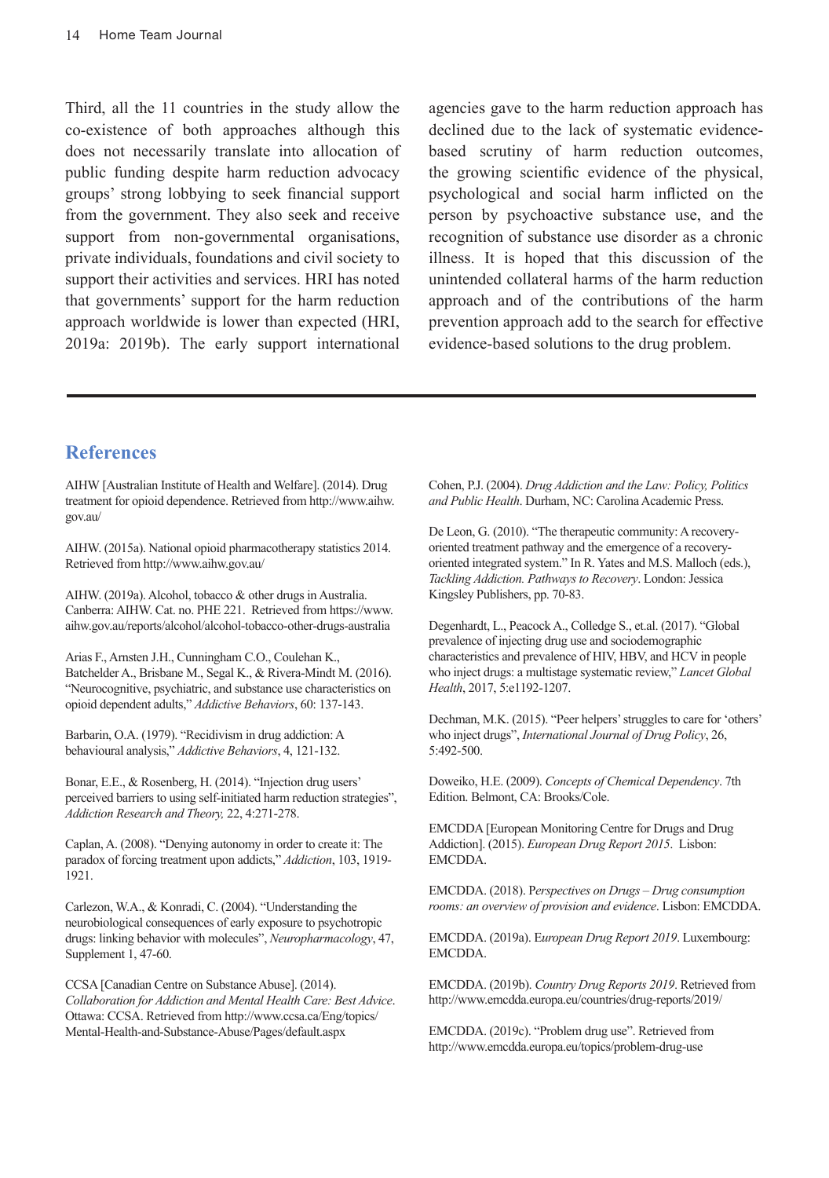Third, all the 11 countries in the study allow the co-existence of both approaches although this does not necessarily translate into allocation of public funding despite harm reduction advocacy groups' strong lobbying to seek financial support from the government. They also seek and receive support from non-governmental organisations, private individuals, foundations and civil society to support their activities and services. HRI has noted that governments' support for the harm reduction approach worldwide is lower than expected (HRI, 2019a: 2019b). The early support international agencies gave to the harm reduction approach has declined due to the lack of systematic evidence-based scrutiny of harm reduction outcomes, the growing scientific evidence of the physical, psychological and social harm inflicted on the person by psychoactive substance use, and the recognition of substance use disorder as a chronic illness. It is hoped that this discussion of the unintended collateral harms of the harm reduction approach and of the contributions of the harm prevention approach add to the search for effective evidence-based solutions to the drug problem.

## References

AIHW [Australian Institute of Health and Welfare]. (2014). Drug treatment for opioid dependence. Retrieved from http://www.aihw.gov.au/

AIHW. (2015a). National opioid pharmacotherapy statistics 2014. Retrieved from http://www.aihw.gov.au/

AIHW. (2019a). Alcohol, tobacco & other drugs in Australia. Canberra: AIHW. Cat. no. PHE 221. Retrieved from https://www.aihw.gov.au/reports/alcohol/alcohol-tobacco-other-drugs-australia

Arias F., Arnsten J.H., Cunningham C.O., Coulehan K., Batchelder A., Brisbane M., Segal K., & Rivera-Mindt M. (2016). "Neurocognitive, psychiatric, and substance use characteristics on opioid dependent adults," *Addictive Behaviors*, 60: 137-143.

Barbarin, O.A. (1979). "Recidivism in drug addiction: A behavioural analysis," *Addictive Behaviors*, 4, 121-132.

Bonar, E.E., & Rosenberg, H. (2014). "Injection drug users' perceived barriers to using self-initiated harm reduction strategies", *Addiction Research and Theory,* 22, 4:271-278.

Caplan, A. (2008). "Denying autonomy in order to create it: The paradox of forcing treatment upon addicts," *Addiction*, 103, 1919-1921.

Carlezon, W.A., & Konradi, C. (2004). "Understanding the neurobiological consequences of early exposure to psychotropic drugs: linking behavior with molecules", *Neuropharmacology*, 47, Supplement 1, 47-60.

CCSA [Canadian Centre on Substance Abuse]. (2014). *Collaboration for Addiction and Mental Health Care: Best Advice*. Ottawa: CCSA. Retrieved from http://www.ccsa.ca/Eng/topics/Mental-Health-and-Substance-Abuse/Pages/default.aspx

Cohen, P.J. (2004). *Drug Addiction and the Law: Policy, Politics and Public Health*. Durham, NC: Carolina Academic Press.

De Leon, G. (2010). "The therapeutic community: A recovery-oriented treatment pathway and the emergence of a recovery-oriented integrated system." In R. Yates and M.S. Malloch (eds.), *Tackling Addiction. Pathways to Recovery*. London: Jessica Kingsley Publishers, pp. 70-83.

Degenhardt, L., Peacock A., Colledge S., et.al. (2017). "Global prevalence of injecting drug use and sociodemographic characteristics and prevalence of HIV, HBV, and HCV in people who inject drugs: a multistage systematic review," *Lancet Global Health*, 2017, 5:e1192-1207.

Dechman, M.K. (2015). "Peer helpers' struggles to care for 'others' who inject drugs", *International Journal of Drug Policy*, 26, 5:492-500.

Doweiko, H.E. (2009). *Concepts of Chemical Dependency*. 7th Edition. Belmont, CA: Brooks/Cole.

EMCDDA [European Monitoring Centre for Drugs and Drug Addiction]. (2015). *European Drug Report 2015*. Lisbon: EMCDDA.

EMCDDA. (2018). P*erspectives on Drugs – Drug consumption rooms: an overview of provision and evidence*. Lisbon: EMCDDA.

EMCDDA. (2019a). E*uropean Drug Report 2019*. Luxembourg: EMCDDA.

EMCDDA. (2019b). *Country Drug Reports 2019*. Retrieved from http://www.emcdda.europa.eu/countries/drug-reports/2019/

EMCDDA. (2019c). "Problem drug use". Retrieved from http://www.emcdda.europa.eu/topics/problem-drug-use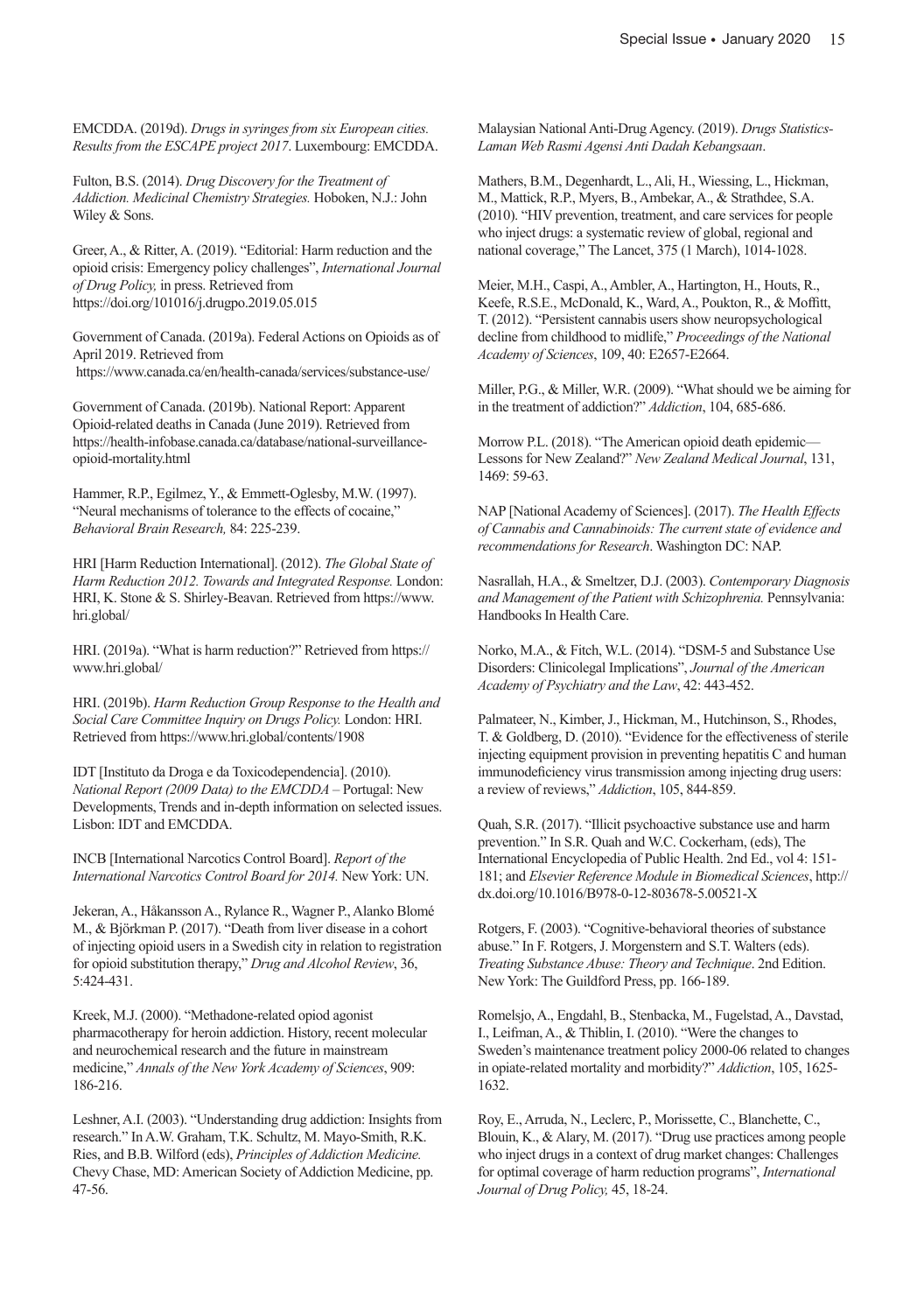EMCDDA. (2019d). *Drugs in syringes from six European cities. Results from the ESCAPE project 2017*. Luxembourg: EMCDDA.

Fulton, B.S. (2014). *Drug Discovery for the Treatment of Addiction. Medicinal Chemistry Strategies.* Hoboken, N.J.: John Wiley & Sons.

Greer, A., & Ritter, A. (2019). "Editorial: Harm reduction and the opioid crisis: Emergency policy challenges", *International Journal of Drug Policy,* in press. Retrieved from https://doi.org/101016/j.drugpo.2019.05.015

Government of Canada. (2019a). Federal Actions on Opioids as of April 2019. Retrieved from https://www.canada.ca/en/health-canada/services/substance-use/

Government of Canada. (2019b). National Report: Apparent Opioid-related deaths in Canada (June 2019). Retrieved from https://health-infobase.canada.ca/database/national-surveillance-opioid-mortality.html

Hammer, R.P., Egilmez, Y., & Emmett-Oglesby, M.W. (1997). "Neural mechanisms of tolerance to the effects of cocaine," *Behavioral Brain Research,* 84: 225-239.

HRI [Harm Reduction International]. (2012). *The Global State of Harm Reduction 2012. Towards and Integrated Response.* London: HRI, K. Stone & S. Shirley-Beavan. Retrieved from https://www.hri.global/

HRI. (2019a). "What is harm reduction?" Retrieved from https://www.hri.global/

HRI. (2019b). *Harm Reduction Group Response to the Health and Social Care Committee Inquiry on Drugs Policy.* London: HRI. Retrieved from https://www.hri.global/contents/1908

IDT [Instituto da Droga e da Toxicodependencia]. (2010). *National Report (2009 Data) to the EMCDDA* – Portugal: New Developments, Trends and in-depth information on selected issues. Lisbon: IDT and EMCDDA.

INCB [International Narcotics Control Board]. *Report of the International Narcotics Control Board for 2014.* New York: UN.

Jekeran, A., Håkansson A., Rylance R., Wagner P., Alanko Blomé M., & Björkman P. (2017). "Death from liver disease in a cohort of injecting opioid users in a Swedish city in relation to registration for opioid substitution therapy," *Drug and Alcohol Review*, 36, 5:424-431.

Kreek, M.J. (2000). "Methadone-related opiod agonist pharmacotherapy for heroin addiction. History, recent molecular and neurochemical research and the future in mainstream medicine," *Annals of the New York Academy of Sciences*, 909: 186-216.

Leshner, A.I. (2003). "Understanding drug addiction: Insights from research." In A.W. Graham, T.K. Schultz, M. Mayo-Smith, R.K. Ries, and B.B. Wilford (eds), *Principles of Addiction Medicine.* Chevy Chase, MD: American Society of Addiction Medicine, pp. 47-56.

Malaysian National Anti-Drug Agency. (2019). *Drugs Statistics-Laman Web Rasmi Agensi Anti Dadah Kebangsaan*.

Mathers, B.M., Degenhardt, L., Ali, H., Wiessing, L., Hickman, M., Mattick, R.P., Myers, B., Ambekar, A., & Strathdee, S.A. (2010). "HIV prevention, treatment, and care services for people who inject drugs: a systematic review of global, regional and national coverage," The Lancet, 375 (1 March), 1014-1028.

Meier, M.H., Caspi, A., Ambler, A., Hartington, H., Houts, R., Keefe, R.S.E., McDonald, K., Ward, A., Poukton, R., & Moffitt, T. (2012). "Persistent cannabis users show neuropsychological decline from childhood to midlife," *Proceedings of the National Academy of Sciences*, 109, 40: E2657-E2664.

Miller, P.G., & Miller, W.R. (2009). "What should we be aiming for in the treatment of addiction?" *Addiction*, 104, 685-686.

Morrow P.L. (2018). "The American opioid death epidemic—Lessons for New Zealand?" *New Zealand Medical Journal*, 131, 1469: 59-63.

NAP [National Academy of Sciences]. (2017). *The Health Effects of Cannabis and Cannabinoids: The current state of evidence and recommendations for Research*. Washington DC: NAP.

Nasrallah, H.A., & Smeltzer, D.J. (2003). *Contemporary Diagnosis and Management of the Patient with Schizophrenia.* Pennsylvania: Handbooks In Health Care.

Norko, M.A., & Fitch, W.L. (2014). "DSM-5 and Substance Use Disorders: Clinicolegal Implications", *Journal of the American Academy of Psychiatry and the Law*, 42: 443-452.

Palmateer, N., Kimber, J., Hickman, M., Hutchinson, S., Rhodes, T. & Goldberg, D. (2010). "Evidence for the effectiveness of sterile injecting equipment provision in preventing hepatitis C and human immunodeficiency virus transmission among injecting drug users: a review of reviews," *Addiction*, 105, 844-859.

Quah, S.R. (2017). "Illicit psychoactive substance use and harm prevention." In S.R. Quah and W.C. Cockerham, (eds), The International Encyclopedia of Public Health. 2nd Ed., vol 4: 151-181; and *Elsevier Reference Module in Biomedical Sciences*, http://dx.doi.org/10.1016/B978-0-12-803678-5.00521-X

Rotgers, F. (2003). "Cognitive-behavioral theories of substance abuse." In F. Rotgers, J. Morgenstern and S.T. Walters (eds). *Treating Substance Abuse: Theory and Technique*. 2nd Edition. New York: The Guildford Press, pp. 166-189.

Romelsjo, A., Engdahl, B., Stenbacka, M., Fugelstad, A., Davstad, I., Leifman, A., & Thiblin, I. (2010). "Were the changes to Sweden's maintenance treatment policy 2000-06 related to changes in opiate-related mortality and morbidity?" *Addiction*, 105, 1625-1632.

Roy, E., Arruda, N., Leclerc, P., Morissette, C., Blanchette, C., Blouin, K., & Alary, M. (2017). "Drug use practices among people who inject drugs in a context of drug market changes: Challenges for optimal coverage of harm reduction programs", *International Journal of Drug Policy,* 45, 18-24.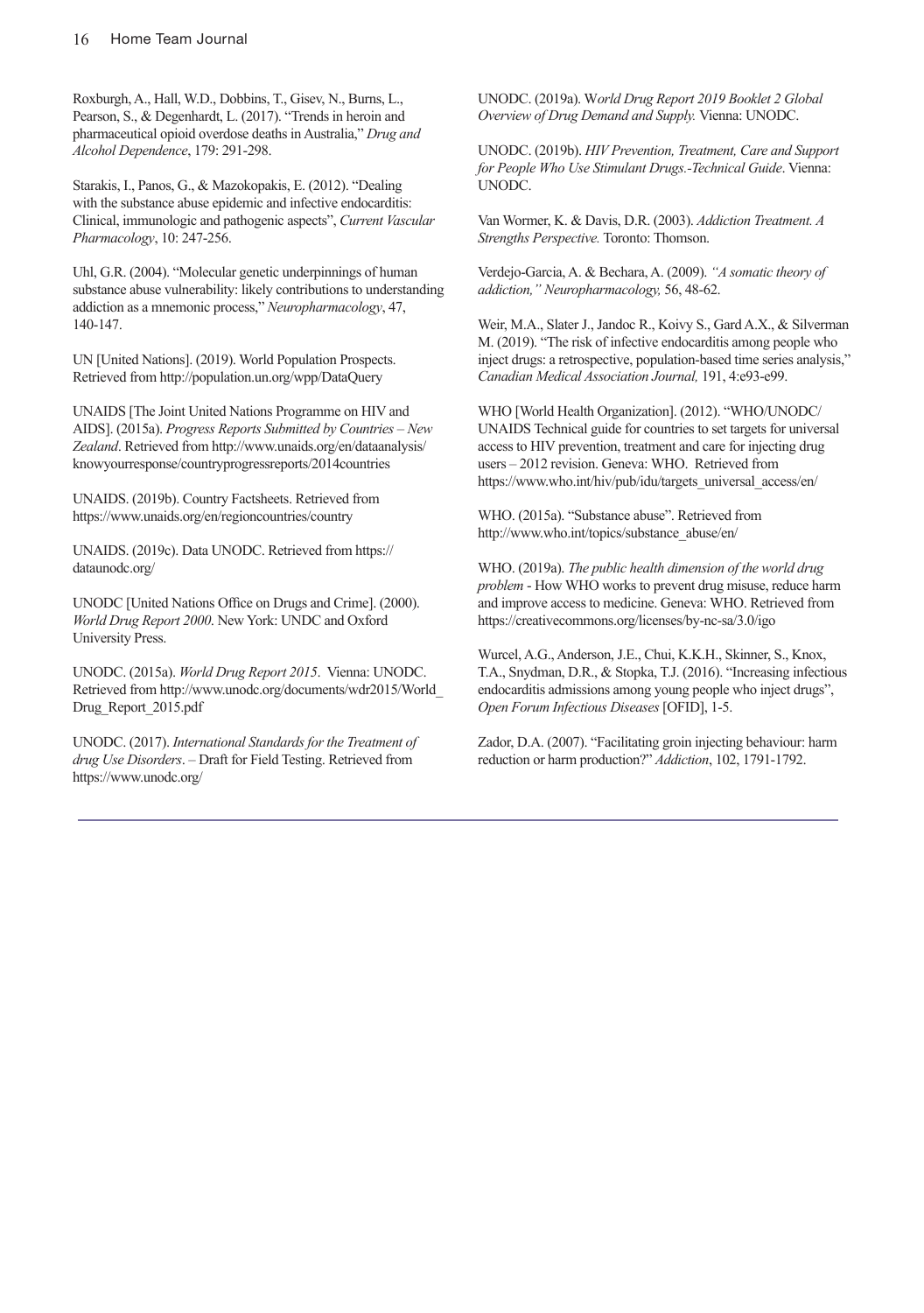Roxburgh, A., Hall, W.D., Dobbins, T., Gisev, N., Burns, L., Pearson, S., & Degenhardt, L. (2017). "Trends in heroin and pharmaceutical opioid overdose deaths in Australia," *Drug and Alcohol Dependence*, 179: 291-298.

Starakis, I., Panos, G., & Mazokopakis, E. (2012). "Dealing with the substance abuse epidemic and infective endocarditis: Clinical, immunologic and pathogenic aspects", *Current Vascular Pharmacology*, 10: 247-256.

Uhl, G.R. (2004). "Molecular genetic underpinnings of human substance abuse vulnerability: likely contributions to understanding addiction as a mnemonic process," *Neuropharmacology*, 47, 140-147.

UN [United Nations]. (2019). World Population Prospects. Retrieved from http://population.un.org/wpp/DataQuery

UNAIDS [The Joint United Nations Programme on HIV and AIDS]. (2015a). *Progress Reports Submitted by Countries – New Zealand*. Retrieved from http://www.unaids.org/en/dataanalysis/knowyourresponse/countryprogressreports/2014countries

UNAIDS. (2019b). Country Factsheets. Retrieved from https://www.unaids.org/en/regioncountries/country

UNAIDS. (2019c). Data UNODC. Retrieved from https://dataunodc.org/

UNODC [United Nations Office on Drugs and Crime]. (2000). *World Drug Report 2000*. New York: UNDC and Oxford University Press.

UNODC. (2015a). *World Drug Report 2015*. Vienna: UNODC. Retrieved from http://www.unodc.org/documents/wdr2015/World_Drug_Report_2015.pdf

UNODC. (2017). *International Standards for the Treatment of drug Use Disorders*. – Draft for Field Testing. Retrieved from https://www.unodc.org/

UNODC. (2019a). W*orld Drug Report 2019 Booklet 2 Global Overview of Drug Demand and Supply.* Vienna: UNODC.

UNODC. (2019b). *HIV Prevention, Treatment, Care and Support for People Who Use Stimulant Drugs.-Technical Guide*. Vienna: UNODC.

Van Wormer, K. & Davis, D.R. (2003). *Addiction Treatment. A Strengths Perspective.* Toronto: Thomson.

Verdejo-Garcia, A. & Bechara, A. (2009). *"A somatic theory of addiction," Neuropharmacology,* 56, 48-62.

Weir, M.A., Slater J., Jandoc R., Koivy S., Gard A.X., & Silverman M. (2019). "The risk of infective endocarditis among people who inject drugs: a retrospective, population-based time series analysis," *Canadian Medical Association Journal,* 191, 4:e93-e99.

WHO [World Health Organization]. (2012). "WHO/UNODC/UNAIDS Technical guide for countries to set targets for universal access to HIV prevention, treatment and care for injecting drug users – 2012 revision. Geneva: WHO. Retrieved from https://www.who.int/hiv/pub/idu/targets_universal_access/en/

WHO. (2015a). "Substance abuse". Retrieved from http://www.who.int/topics/substance_abuse/en/

WHO. (2019a). *The public health dimension of the world drug problem* - How WHO works to prevent drug misuse, reduce harm and improve access to medicine. Geneva: WHO. Retrieved from https://creativecommons.org/licenses/by-nc-sa/3.0/igo

Wurcel, A.G., Anderson, J.E., Chui, K.K.H., Skinner, S., Knox, T.A., Snydman, D.R., & Stopka, T.J. (2016). "Increasing infectious endocarditis admissions among young people who inject drugs", *Open Forum Infectious Diseases* [OFID], 1-5.

Zador, D.A. (2007). "Facilitating groin injecting behaviour: harm reduction or harm production?" *Addiction*, 102, 1791-1792.